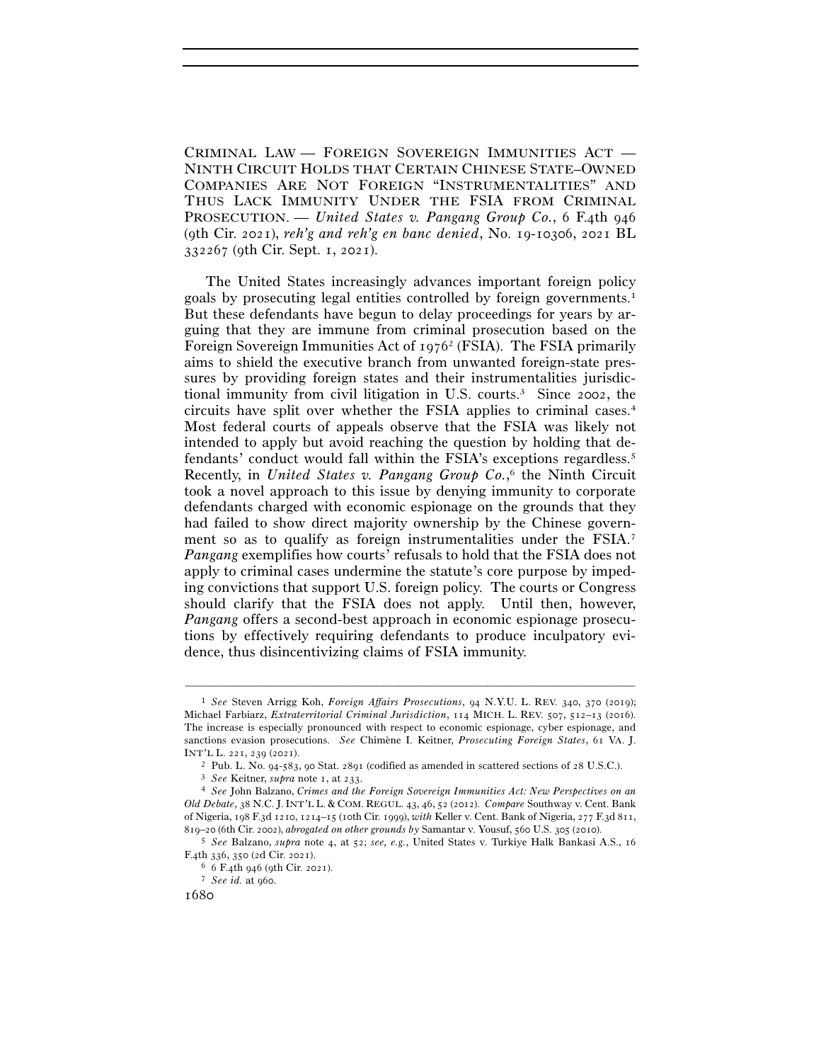CRIMINAL LAW — FOREIGN SOVEREIGN IMMUNITIES ACT — NINTH CIRCUIT HOLDS THAT CERTAIN CHINESE STATE–OWNED COMPANIES ARE NOT FOREIGN "INSTRUMENTALITIES" AND THUS LACK IMMUNITY UNDER THE FSIA FROM CRIMINAL PROSECUTION. — *United States v. Pangang Group Co.*, 6 F.4th 946 (9th Cir. 2021), *reh'g and reh'g en banc denied*, No. 19-10306, 2021 BL 332267 (9th Cir. Sept. 1, 2021).

The United States increasingly advances important foreign policy goals by prosecuting legal entities controlled by foreign governments.[1] But these defendants have begun to delay proceedings for years by arguing that they are immune from criminal prosecution based on the Foreign Sovereign Immunities Act of 1976[2] (FSIA). The FSIA primarily aims to shield the executive branch from unwanted foreign-state pressures by providing foreign states and their instrumentalities jurisdictional immunity from civil litigation in U.S. courts.[3] Since 2002, the circuits have split over whether the FSIA applies to criminal cases.[4] Most federal courts of appeals observe that the FSIA was likely not intended to apply but avoid reaching the question by holding that defendants' conduct would fall within the FSIA's exceptions regardless.[5] Recently, in *United States v. Pangang Group Co.*,[6] the Ninth Circuit took a novel approach to this issue by denying immunity to corporate defendants charged with economic espionage on the grounds that they had failed to show direct majority ownership by the Chinese government so as to qualify as foreign instrumentalities under the FSIA.[7] *Pangang* exemplifies how courts' refusals to hold that the FSIA does not apply to criminal cases undermine the statute's core purpose by impeding convictions that support U.S. foreign policy. The courts or Congress should clarify that the FSIA does not apply. Until then, however, *Pangang* offers a second-best approach in economic espionage prosecutions by effectively requiring defendants to produce inculpatory evidence, thus disincentivizing claims of FSIA immunity.

---

[1] *See* Steven Arrigg Koh, *Foreign Affairs Prosecutions*, 94 N.Y.U. L. REV. 340, 370 (2019); Michael Farbiarz, *Extraterritorial Criminal Jurisdiction*, 114 MICH. L. REV. 507, 512–13 (2016). The increase is especially pronounced with respect to economic espionage, cyber espionage, and sanctions evasion prosecutions. *See* Chimène I. Keitner, *Prosecuting Foreign States*, 61 VA. J. INT'L L. 221, 239 (2021).

[2] Pub. L. No. 94-583, 90 Stat. 2891 (codified as amended in scattered sections of 28 U.S.C.).

[3] *See* Keitner, *supra* note 1, at 233.

[4] *See* John Balzano, *Crimes and the Foreign Sovereign Immunities Act: New Perspectives on an Old Debate*, 38 N.C. J. INT'L L. & COM. REGUL. 43, 46, 52 (2012). *Compare* Southway v. Cent. Bank of Nigeria, 198 F.3d 1210, 1214–15 (10th Cir. 1999), *with* Keller v. Cent. Bank of Nigeria, 277 F.3d 811, 819–20 (6th Cir. 2002), *abrogated on other grounds by* Samantar v. Yousuf, 560 U.S. 305 (2010).

[5] *See* Balzano, *supra* note 4, at 52; *see, e.g.*, United States v. Turkiye Halk Bankasi A.S., 16 F.4th 336, 350 (2d Cir. 2021).

[6] 6 F.4th 946 (9th Cir. 2021).

[7] *See id.* at 960.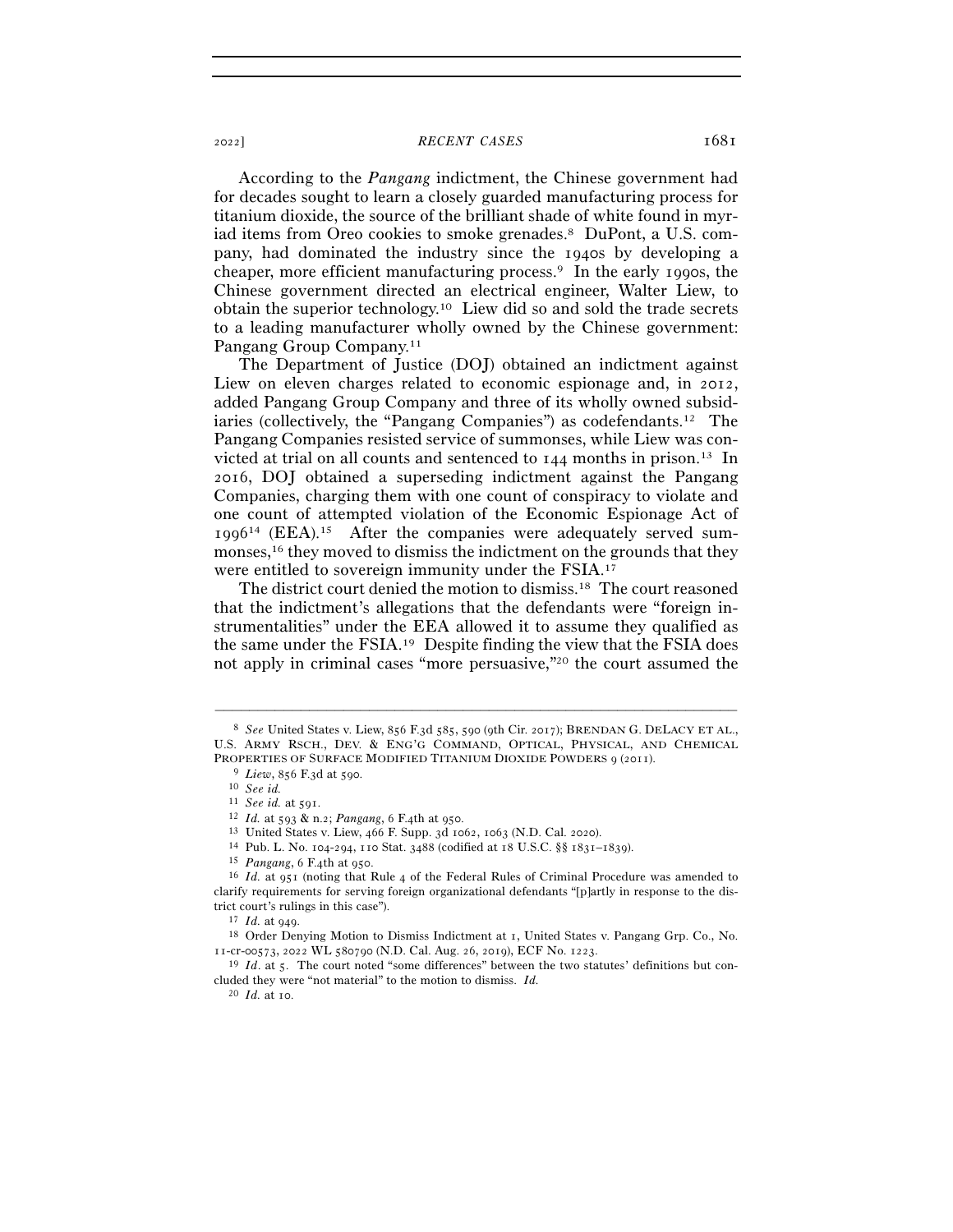According to the *Pangang* indictment, the Chinese government had for decades sought to learn a closely guarded manufacturing process for titanium dioxide, the source of the brilliant shade of white found in myriad items from Oreo cookies to smoke grenades.[8] DuPont, a U.S. company, had dominated the industry since the 1940s by developing a cheaper, more efficient manufacturing process.[9] In the early 1990s, the Chinese government directed an electrical engineer, Walter Liew, to obtain the superior technology.[10] Liew did so and sold the trade secrets to a leading manufacturer wholly owned by the Chinese government: Pangang Group Company.[11]

The Department of Justice (DOJ) obtained an indictment against Liew on eleven charges related to economic espionage and, in 2012, added Pangang Group Company and three of its wholly owned subsidiaries (collectively, the "Pangang Companies") as codefendants.[12] The Pangang Companies resisted service of summonses, while Liew was convicted at trial on all counts and sentenced to 144 months in prison.[13] In 2016, DOJ obtained a superseding indictment against the Pangang Companies, charging them with one count of conspiracy to violate and one count of attempted violation of the Economic Espionage Act of 1996[14] (EEA).[15] After the companies were adequately served summonses,[16] they moved to dismiss the indictment on the grounds that they were entitled to sovereign immunity under the FSIA.[17]

The district court denied the motion to dismiss.[18] The court reasoned that the indictment's allegations that the defendants were "foreign instrumentalities" under the EEA allowed it to assume they qualified as the same under the FSIA.[19] Despite finding the view that the FSIA does not apply in criminal cases "more persuasive,"[20] the court assumed the

---

[8] *See* United States v. Liew, 856 F.3d 585, 590 (9th Cir. 2017); BRENDAN G. DELACY ET AL., U.S. ARMY RSCH., DEV. & ENG'G COMMAND, OPTICAL, PHYSICAL, AND CHEMICAL PROPERTIES OF SURFACE MODIFIED TITANIUM DIOXIDE POWDERS 9 (2011).

[9] *Liew*, 856 F.3d at 590.

[10] *See id.*

[11] *See id.* at 591.

[12] *Id.* at 593 & n.2; *Pangang*, 6 F.4th at 950.

[13] United States v. Liew, 466 F. Supp. 3d 1062, 1063 (N.D. Cal. 2020).

[14] Pub. L. No. 104-294, 110 Stat. 3488 (codified at 18 U.S.C. §§ 1831–1839).

[15] *Pangang*, 6 F.4th at 950.

[16] *Id.* at 951 (noting that Rule 4 of the Federal Rules of Criminal Procedure was amended to clarify requirements for serving foreign organizational defendants "[p]artly in response to the district court's rulings in this case").

[17] *Id.* at 949.

[18] Order Denying Motion to Dismiss Indictment at 1, United States v. Pangang Grp. Co., No. 11-cr-00573, 2022 WL 580790 (N.D. Cal. Aug. 26, 2019), ECF No. 1223.

[19] *Id*. at 5. The court noted "some differences" between the two statutes' definitions but concluded they were "not material" to the motion to dismiss. *Id.*

[20] *Id.* at 10.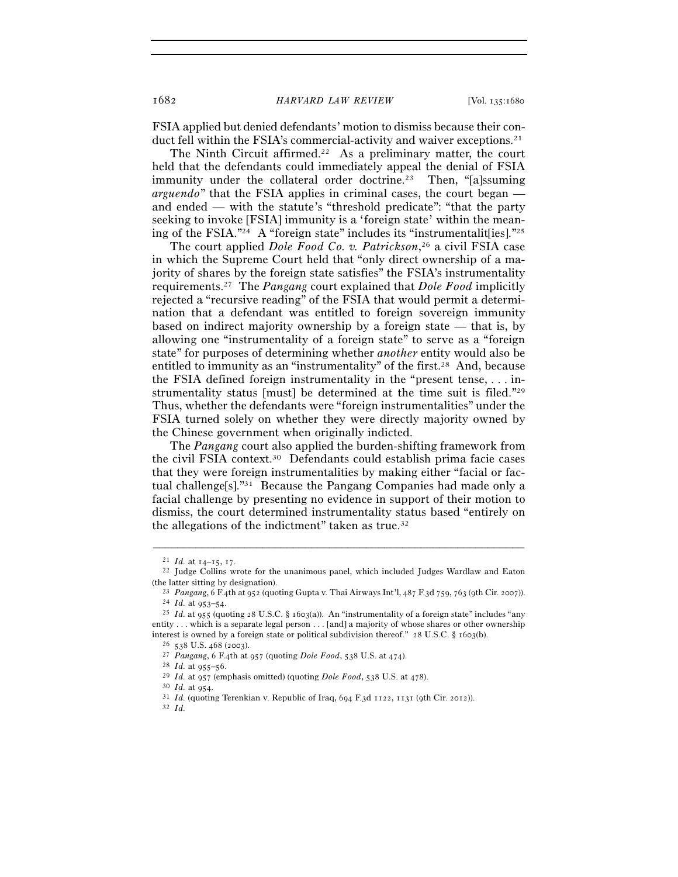FSIA applied but denied defendants' motion to dismiss because their conduct fell within the FSIA's commercial-activity and waiver exceptions.[21]

The Ninth Circuit affirmed.[22] As a preliminary matter, the court held that the defendants could immediately appeal the denial of FSIA immunity under the collateral order doctrine.[23] Then, "[a]ssuming *arguendo*" that the FSIA applies in criminal cases, the court began — and ended — with the statute's "threshold predicate": "that the party seeking to invoke [FSIA] immunity is a 'foreign state' within the meaning of the FSIA."[24] A "foreign state" includes its "instrumentalit[ies]."[25]

The court applied *Dole Food Co. v. Patrickson*,[26] a civil FSIA case in which the Supreme Court held that "only direct ownership of a majority of shares by the foreign state satisfies" the FSIA's instrumentality requirements.[27] The *Pangang* court explained that *Dole Food* implicitly rejected a "recursive reading" of the FSIA that would permit a determination that a defendant was entitled to foreign sovereign immunity based on indirect majority ownership by a foreign state — that is, by allowing one "instrumentality of a foreign state" to serve as a "foreign state" for purposes of determining whether *another* entity would also be entitled to immunity as an "instrumentality" of the first.[28] And, because the FSIA defined foreign instrumentality in the "present tense, . . . instrumentality status [must] be determined at the time suit is filed."[29] Thus, whether the defendants were "foreign instrumentalities" under the FSIA turned solely on whether they were directly majority owned by the Chinese government when originally indicted.

The *Pangang* court also applied the burden-shifting framework from the civil FSIA context.[30] Defendants could establish prima facie cases that they were foreign instrumentalities by making either "facial or factual challenge[s]."[31] Because the Pangang Companies had made only a facial challenge by presenting no evidence in support of their motion to dismiss, the court determined instrumentality status based "entirely on the allegations of the indictment" taken as true.[32]

---

[21] *Id.* at 14–15, 17.

[22] Judge Collins wrote for the unanimous panel, which included Judges Wardlaw and Eaton (the latter sitting by designation).

[23] *Pangang*, 6 F.4th at 952 (quoting Gupta v. Thai Airways Int'l, 487 F.3d 759, 763 (9th Cir. 2007)).

[24] *Id.* at 953–54.

[25] *Id.* at 955 (quoting 28 U.S.C. § 1603(a)). An "instrumentality of a foreign state" includes "any entity . . . which is a separate legal person . . . [and] a majority of whose shares or other ownership interest is owned by a foreign state or political subdivision thereof." 28 U.S.C. § 1603(b).

[26] 538 U.S. 468 (2003).

[27] *Pangang*, 6 F.4th at 957 (quoting *Dole Food*, 538 U.S. at 474).

[28] *Id.* at 955–56.

[29] *Id.* at 957 (emphasis omitted) (quoting *Dole Food*, 538 U.S. at 478).

[30] *Id.* at 954.

[31] *Id.* (quoting Terenkian v. Republic of Iraq, 694 F.3d 1122, 1131 (9th Cir. 2012)).

[32] *Id.*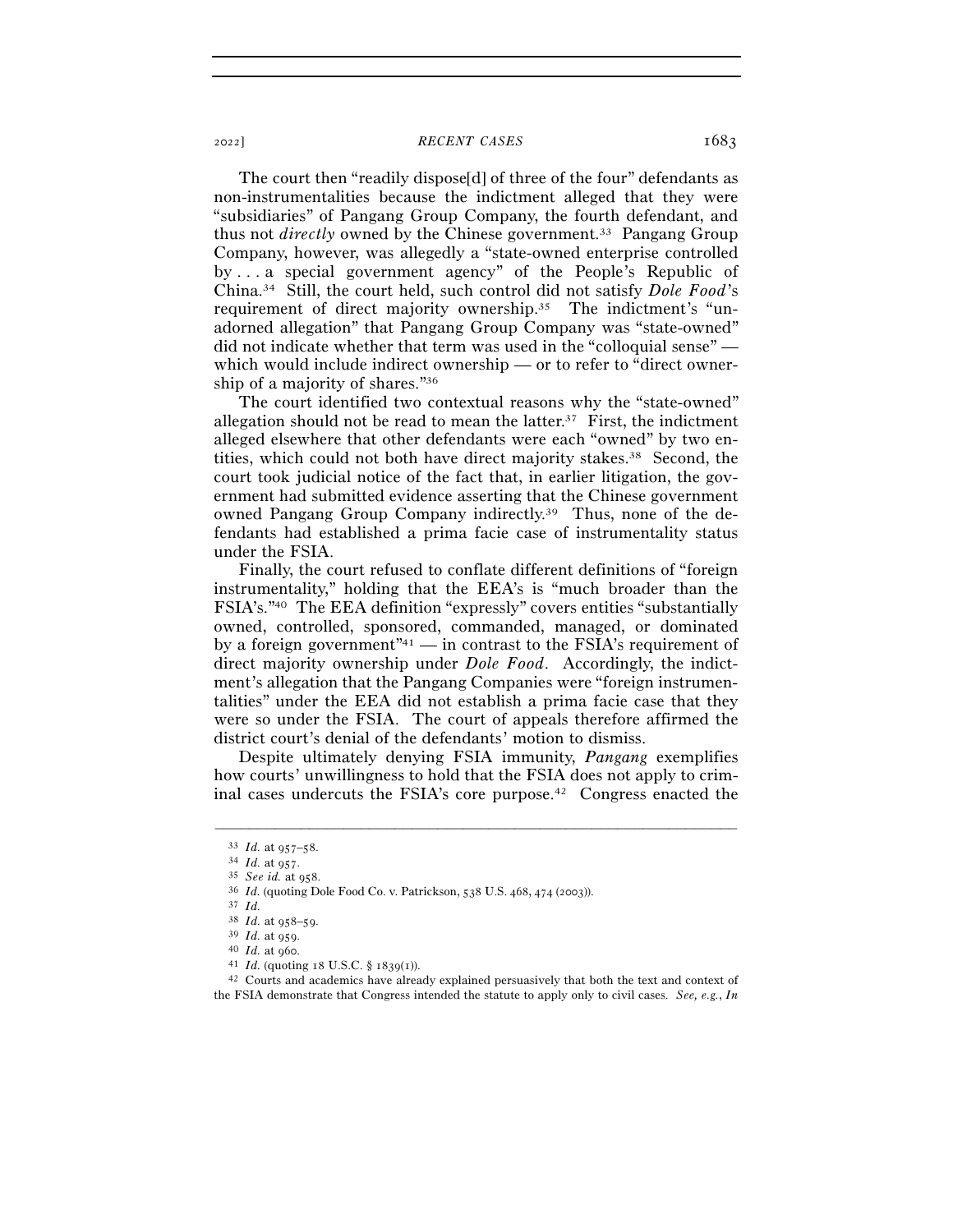The court then "readily dispose[d] of three of the four" defendants as non-instrumentalities because the indictment alleged that they were "subsidiaries" of Pangang Group Company, the fourth defendant, and thus not *directly* owned by the Chinese government.[33] Pangang Group Company, however, was allegedly a "state-owned enterprise controlled by . . . a special government agency" of the People's Republic of China.[34] Still, the court held, such control did not satisfy *Dole Food*'s requirement of direct majority ownership.[35] The indictment's "unadorned allegation" that Pangang Group Company was "state-owned" did not indicate whether that term was used in the "colloquial sense" — which would include indirect ownership — or to refer to "direct ownership of a majority of shares."[36]

The court identified two contextual reasons why the "state-owned" allegation should not be read to mean the latter.[37] First, the indictment alleged elsewhere that other defendants were each "owned" by two entities, which could not both have direct majority stakes.[38] Second, the court took judicial notice of the fact that, in earlier litigation, the government had submitted evidence asserting that the Chinese government owned Pangang Group Company indirectly.[39] Thus, none of the defendants had established a prima facie case of instrumentality status under the FSIA.

Finally, the court refused to conflate different definitions of "foreign instrumentality," holding that the EEA's is "much broader than the FSIA's."[40] The EEA definition "expressly" covers entities "substantially owned, controlled, sponsored, commanded, managed, or dominated by a foreign government"[41] — in contrast to the FSIA's requirement of direct majority ownership under *Dole Food*. Accordingly, the indictment's allegation that the Pangang Companies were "foreign instrumentalities" under the EEA did not establish a prima facie case that they were so under the FSIA. The court of appeals therefore affirmed the district court's denial of the defendants' motion to dismiss.

Despite ultimately denying FSIA immunity, *Pangang* exemplifies how courts' unwillingness to hold that the FSIA does not apply to criminal cases undercuts the FSIA's core purpose.[42] Congress enacted the

---

[33] *Id.* at 957–58.

[34] *Id.* at 957.

[35] *See id.* at 958.

[36] *Id.* (quoting Dole Food Co. v. Patrickson, 538 U.S. 468, 474 (2003)).

[37] *Id.*

[38] *Id.* at 958–59.

[39] *Id.* at 959.

[40] *Id.* at 960.

[41] *Id.* (quoting 18 U.S.C. § 1839(1)).

[42] Courts and academics have already explained persuasively that both the text and context of the FSIA demonstrate that Congress intended the statute to apply only to civil cases. *See, e.g.*, *In*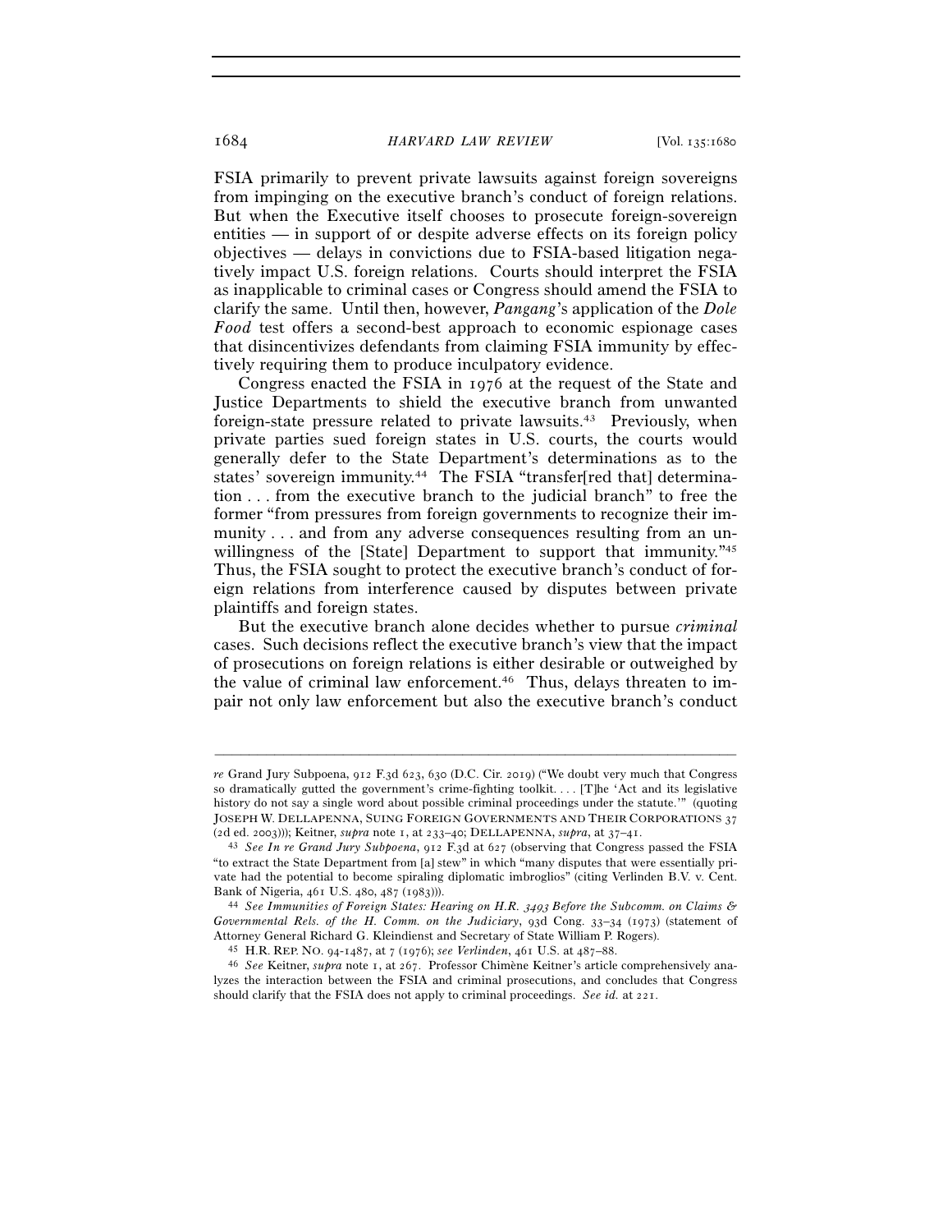FSIA primarily to prevent private lawsuits against foreign sovereigns from impinging on the executive branch's conduct of foreign relations. But when the Executive itself chooses to prosecute foreign-sovereign entities — in support of or despite adverse effects on its foreign policy objectives — delays in convictions due to FSIA-based litigation negatively impact U.S. foreign relations. Courts should interpret the FSIA as inapplicable to criminal cases or Congress should amend the FSIA to clarify the same. Until then, however, *Pangang*'s application of the *Dole Food* test offers a second-best approach to economic espionage cases that disincentivizes defendants from claiming FSIA immunity by effectively requiring them to produce inculpatory evidence.

Congress enacted the FSIA in 1976 at the request of the State and Justice Departments to shield the executive branch from unwanted foreign-state pressure related to private lawsuits.[43] Previously, when private parties sued foreign states in U.S. courts, the courts would generally defer to the State Department's determinations as to the states' sovereign immunity.[44] The FSIA "transfer[red that] determination . . . from the executive branch to the judicial branch" to free the former "from pressures from foreign governments to recognize their immunity . . . and from any adverse consequences resulting from an unwillingness of the [State] Department to support that immunity."[45] Thus, the FSIA sought to protect the executive branch's conduct of foreign relations from interference caused by disputes between private plaintiffs and foreign states.

But the executive branch alone decides whether to pursue *criminal* cases. Such decisions reflect the executive branch's view that the impact of prosecutions on foreign relations is either desirable or outweighed by the value of criminal law enforcement.[46] Thus, delays threaten to impair not only law enforcement but also the executive branch's conduct

---

*re* Grand Jury Subpoena, 912 F.3d 623, 630 (D.C. Cir. 2019) ("We doubt very much that Congress so dramatically gutted the government's crime-fighting toolkit. . . . [T]he 'Act and its legislative history do not say a single word about possible criminal proceedings under the statute.'" (quoting JOSEPH W. DELLAPENNA, SUING FOREIGN GOVERNMENTS AND THEIR CORPORATIONS 37 (2d ed. 2003))); Keitner, *supra* note 1, at 233–40; DELLAPENNA, *supra*, at 37–41.

[43] *See In re Grand Jury Subpoena*, 912 F.3d at 627 (observing that Congress passed the FSIA "to extract the State Department from [a] stew" in which "many disputes that were essentially private had the potential to become spiraling diplomatic imbroglios" (citing Verlinden B.V. v. Cent. Bank of Nigeria, 461 U.S. 480, 487 (1983))).

[44] *See Immunities of Foreign States: Hearing on H.R. 3493 Before the Subcomm. on Claims & Governmental Rels. of the H. Comm. on the Judiciary*, 93d Cong. 33–34 (1973) (statement of Attorney General Richard G. Kleindienst and Secretary of State William P. Rogers).

[45] H.R. REP. NO. 94-1487, at 7 (1976); *see Verlinden*, 461 U.S. at 487–88.

[46] *See* Keitner, *supra* note 1, at 267. Professor Chimène Keitner's article comprehensively analyzes the interaction between the FSIA and criminal prosecutions, and concludes that Congress should clarify that the FSIA does not apply to criminal proceedings. *See id.* at 221.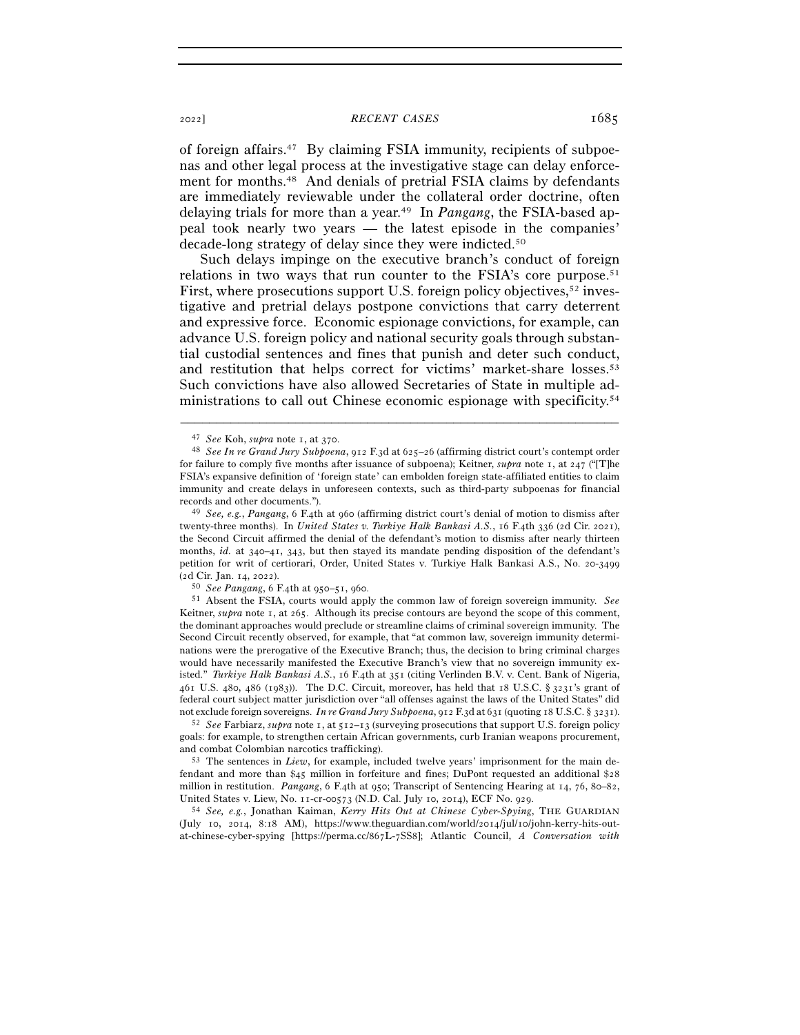of foreign affairs.[47] By claiming FSIA immunity, recipients of subpoenas and other legal process at the investigative stage can delay enforcement for months.[48] And denials of pretrial FSIA claims by defendants are immediately reviewable under the collateral order doctrine, often delaying trials for more than a year.[49] In *Pangang*, the FSIA-based appeal took nearly two years — the latest episode in the companies' decade-long strategy of delay since they were indicted.[50]

Such delays impinge on the executive branch's conduct of foreign relations in two ways that run counter to the FSIA's core purpose.[51] First, where prosecutions support U.S. foreign policy objectives,[52] investigative and pretrial delays postpone convictions that carry deterrent and expressive force. Economic espionage convictions, for example, can advance U.S. foreign policy and national security goals through substantial custodial sentences and fines that punish and deter such conduct, and restitution that helps correct for victims' market-share losses.[53] Such convictions have also allowed Secretaries of State in multiple administrations to call out Chinese economic espionage with specificity.[54]

---

[47] *See* Koh, *supra* note 1, at 370.

[48] *See In re Grand Jury Subpoena*, 912 F.3d at 625–26 (affirming district court's contempt order for failure to comply five months after issuance of subpoena); Keitner, *supra* note 1, at 247 ("[T]he FSIA's expansive definition of 'foreign state' can embolden foreign state-affiliated entities to claim immunity and create delays in unforeseen contexts, such as third-party subpoenas for financial records and other documents.").

[49] *See, e.g.*, *Pangang*, 6 F.4th at 960 (affirming district court's denial of motion to dismiss after twenty-three months). In *United States v. Turkiye Halk Bankasi A.S.*, 16 F.4th 336 (2d Cir. 2021), the Second Circuit affirmed the denial of the defendant's motion to dismiss after nearly thirteen months, *id.* at 340–41, 343, but then stayed its mandate pending disposition of the defendant's petition for writ of certiorari, Order, United States v. Turkiye Halk Bankasi A.S., No. 20-3499 (2d Cir. Jan. 14, 2022).

[50] *See Pangang*, 6 F.4th at 950–51, 960.

[51] Absent the FSIA, courts would apply the common law of foreign sovereign immunity. *See* Keitner, *supra* note 1, at 265. Although its precise contours are beyond the scope of this comment, the dominant approaches would preclude or streamline claims of criminal sovereign immunity. The Second Circuit recently observed, for example, that "at common law, sovereign immunity determinations were the prerogative of the Executive Branch; thus, the decision to bring criminal charges would have necessarily manifested the Executive Branch's view that no sovereign immunity existed." *Turkiye Halk Bankasi A.S.*, 16 F.4th at 351 (citing Verlinden B.V. v. Cent. Bank of Nigeria, 461 U.S. 480, 486 (1983)). The D.C. Circuit, moreover, has held that 18 U.S.C. § 3231's grant of federal court subject matter jurisdiction over "all offenses against the laws of the United States" did not exclude foreign sovereigns. *In re Grand Jury Subpoena*, 912 F.3d at 631 (quoting 18 U.S.C. § 3231).

[52] *See* Farbiarz, *supra* note 1, at 512–13 (surveying prosecutions that support U.S. foreign policy goals: for example, to strengthen certain African governments, curb Iranian weapons procurement, and combat Colombian narcotics trafficking).

[53] The sentences in *Liew*, for example, included twelve years' imprisonment for the main defendant and more than $45 million in forfeiture and fines; DuPont requested an additional $28 million in restitution. *Pangang*, 6 F.4th at 950; Transcript of Sentencing Hearing at 14, 76, 80–82, United States v. Liew, No. 11-cr-00573 (N.D. Cal. July 10, 2014), ECF No. 929.

[54] *See, e.g.*, Jonathan Kaiman, *Kerry Hits Out at Chinese Cyber-Spying*, THE GUARDIAN (July 10, 2014, 8:18 AM), https://www.theguardian.com/world/2014/jul/10/john-kerry-hits-out-at-chinese-cyber-spying [https://perma.cc/867L-7SS8]; Atlantic Council, *A Conversation with*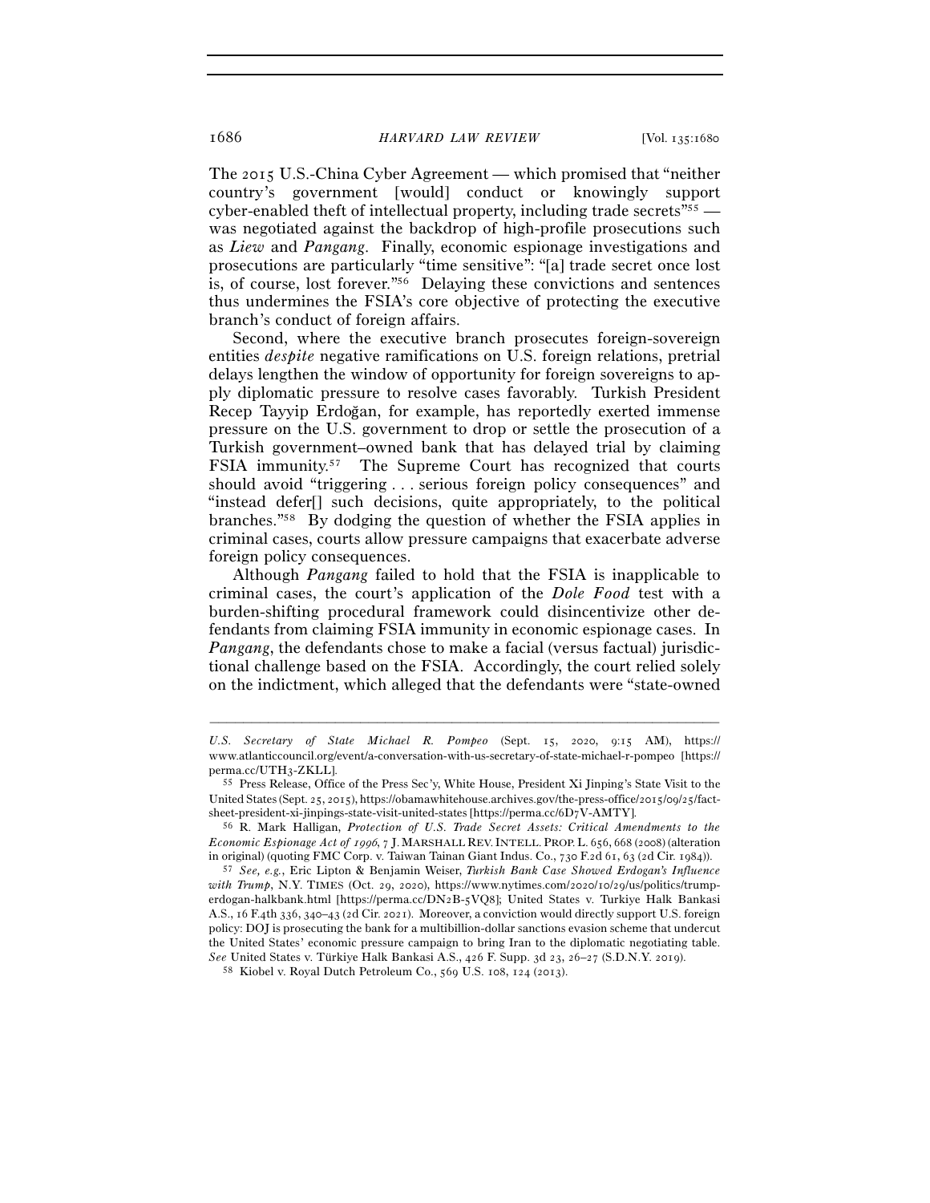The 2015 U.S.-China Cyber Agreement — which promised that "neither country's government [would] conduct or knowingly support cyber-enabled theft of intellectual property, including trade secrets"[55] — was negotiated against the backdrop of high-profile prosecutions such as *Liew* and *Pangang*. Finally, economic espionage investigations and prosecutions are particularly "time sensitive": "[a] trade secret once lost is, of course, lost forever."[56] Delaying these convictions and sentences thus undermines the FSIA's core objective of protecting the executive branch's conduct of foreign affairs.

Second, where the executive branch prosecutes foreign-sovereign entities *despite* negative ramifications on U.S. foreign relations, pretrial delays lengthen the window of opportunity for foreign sovereigns to apply diplomatic pressure to resolve cases favorably. Turkish President Recep Tayyip Erdoğan, for example, has reportedly exerted immense pressure on the U.S. government to drop or settle the prosecution of a Turkish government–owned bank that has delayed trial by claiming FSIA immunity.[57] The Supreme Court has recognized that courts should avoid "triggering . . . serious foreign policy consequences" and "instead defer[] such decisions, quite appropriately, to the political branches."[58] By dodging the question of whether the FSIA applies in criminal cases, courts allow pressure campaigns that exacerbate adverse foreign policy consequences.

Although *Pangang* failed to hold that the FSIA is inapplicable to criminal cases, the court's application of the *Dole Food* test with a burden-shifting procedural framework could disincentivize other defendants from claiming FSIA immunity in economic espionage cases. In *Pangang*, the defendants chose to make a facial (versus factual) jurisdictional challenge based on the FSIA. Accordingly, the court relied solely on the indictment, which alleged that the defendants were "state-owned

---

*U.S. Secretary of State Michael R. Pompeo* (Sept. 15, 2020, 9:15 AM), https://www.atlanticcouncil.org/event/a-conversation-with-us-secretary-of-state-michael-r-pompeo [https://perma.cc/UTH3-ZKLL].

[55] Press Release, Office of the Press Sec'y, White House, President Xi Jinping's State Visit to the United States (Sept. 25, 2015), https://obamawhitehouse.archives.gov/the-press-office/2015/09/25/fact-sheet-president-xi-jinpings-state-visit-united-states [https://perma.cc/6D7V-AMTY].

[56] R. Mark Halligan, *Protection of U.S. Trade Secret Assets: Critical Amendments to the Economic Espionage Act of 1996*, 7 J. MARSHALL REV. INTELL. PROP. L. 656, 668 (2008) (alteration in original) (quoting FMC Corp. v. Taiwan Tainan Giant Indus. Co., 730 F.2d 61, 63 (2d Cir. 1984)).

[57] *See, e.g.*, Eric Lipton & Benjamin Weiser, *Turkish Bank Case Showed Erdogan's Influence with Trump*, N.Y. TIMES (Oct. 29, 2020), https://www.nytimes.com/2020/10/29/us/politics/trump-erdogan-halkbank.html [https://perma.cc/DN2B-5VQ8]; United States v. Turkiye Halk Bankasi A.S., 16 F.4th 336, 340–43 (2d Cir. 2021). Moreover, a conviction would directly support U.S. foreign policy: DOJ is prosecuting the bank for a multibillion-dollar sanctions evasion scheme that undercut the United States' economic pressure campaign to bring Iran to the diplomatic negotiating table. *See* United States v. Türkiye Halk Bankasi A.S., 426 F. Supp. 3d 23, 26–27 (S.D.N.Y. 2019).

[58] Kiobel v. Royal Dutch Petroleum Co., 569 U.S. 108, 124 (2013).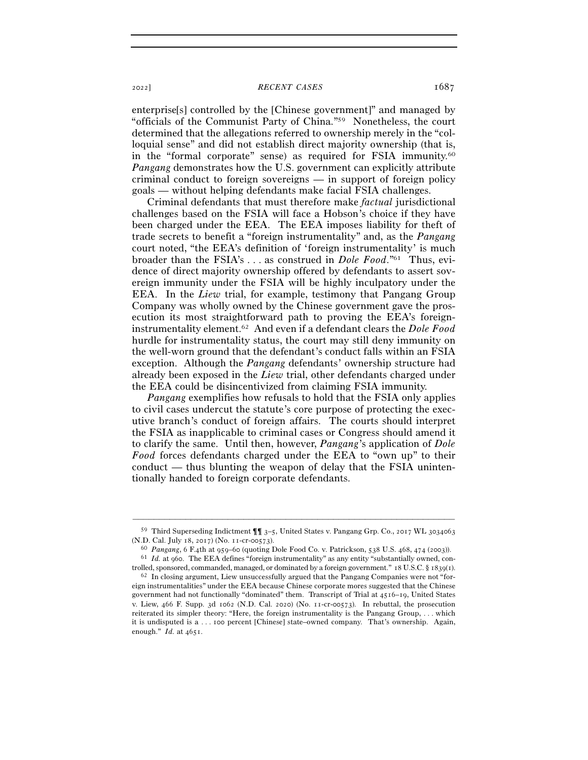enterprise[s] controlled by the [Chinese government]" and managed by "officials of the Communist Party of China."[59] Nonetheless, the court determined that the allegations referred to ownership merely in the "colloquial sense" and did not establish direct majority ownership (that is, in the "formal corporate" sense) as required for FSIA immunity.[60] *Pangang* demonstrates how the U.S. government can explicitly attribute criminal conduct to foreign sovereigns — in support of foreign policy goals — without helping defendants make facial FSIA challenges.

Criminal defendants that must therefore make *factual* jurisdictional challenges based on the FSIA will face a Hobson's choice if they have been charged under the EEA. The EEA imposes liability for theft of trade secrets to benefit a "foreign instrumentality" and, as the *Pangang* court noted, "the EEA's definition of 'foreign instrumentality' is much broader than the FSIA's . . . as construed in *Dole Food*."[61] Thus, evidence of direct majority ownership offered by defendants to assert sovereign immunity under the FSIA will be highly inculpatory under the EEA. In the *Liew* trial, for example, testimony that Pangang Group Company was wholly owned by the Chinese government gave the prosecution its most straightforward path to proving the EEA's foreign-instrumentality element.[62] And even if a defendant clears the *Dole Food* hurdle for instrumentality status, the court may still deny immunity on the well-worn ground that the defendant's conduct falls within an FSIA exception. Although the *Pangang* defendants' ownership structure had already been exposed in the *Liew* trial, other defendants charged under the EEA could be disincentivized from claiming FSIA immunity.

*Pangang* exemplifies how refusals to hold that the FSIA only applies to civil cases undercut the statute's core purpose of protecting the executive branch's conduct of foreign affairs. The courts should interpret the FSIA as inapplicable to criminal cases or Congress should amend it to clarify the same. Until then, however, *Pangang*'s application of *Dole Food* forces defendants charged under the EEA to "own up" to their conduct — thus blunting the weapon of delay that the FSIA unintentionally handed to foreign corporate defendants.

---

[59] Third Superseding Indictment ¶¶ 3–5, United States v. Pangang Grp. Co., 2017 WL 3034063 (N.D. Cal. July 18, 2017) (No. 11-cr-00573).

[60] *Pangang*, 6 F.4th at 959–60 (quoting Dole Food Co. v. Patrickson, 538 U.S. 468, 474 (2003)).

[61] *Id.* at 960. The EEA defines "foreign instrumentality" as any entity "substantially owned, controlled, sponsored, commanded, managed, or dominated by a foreign government." 18 U.S.C. § 1839(1).

[62] In closing argument, Liew unsuccessfully argued that the Pangang Companies were not "foreign instrumentalities" under the EEA because Chinese corporate mores suggested that the Chinese government had not functionally "dominated" them. Transcript of Trial at 4516–19, United States v. Liew, 466 F. Supp. 3d 1062 (N.D. Cal. 2020) (No. 11-cr-00573). In rebuttal, the prosecution reiterated its simpler theory: "Here, the foreign instrumentality is the Pangang Group, . . . which it is undisputed is a . . . 100 percent [Chinese] state–owned company. That's ownership. Again, enough." *Id.* at 4651.